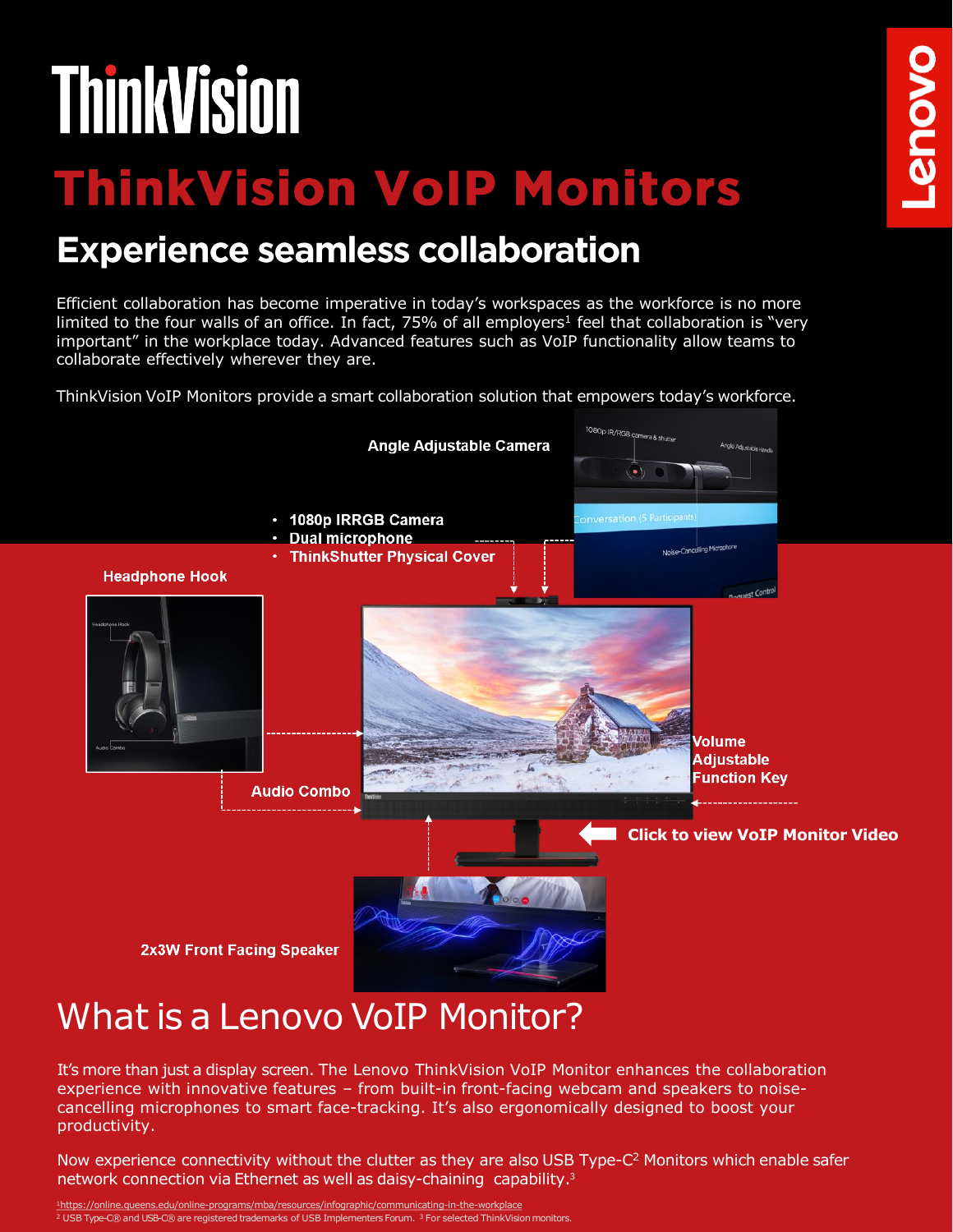ThinkVision

# ThinkVision VoIP Monitors

## Experience seamless collaboration

Efficient collaboration has become imperative in today's workspaces as the workforce is no more limited to the four walls of an office. In fact, 75% of all employers[1] feel that collaboration is "very important" in the workplace today. Advanced features such as VoIP functionality allow teams to collaborate effectively wherever they are.

ThinkVision VoIP Monitors provide a smart collaboration solution that empowers today's workforce.

**Angle Adjustable Camera**

- **1080p IRRGB Camera**
- **Dual microphone**
- **ThinkShutter Physical Cover**

**Headphone Hook**

**Audio Combo**

**Volume Adjustable Function Key**

**Click to view VoIP Monitor Video**

**2x3W Front Facing Speaker**

# What is a Lenovo VoIP Monitor?

It's more than just a display screen. The Lenovo ThinkVision VoIP Monitor enhances the collaboration experience with innovative features – from built-in front-facing webcam and speakers to noise-cancelling microphones to smart face-tracking. It's also ergonomically designed to boost your productivity.

Now experience connectivity without the clutter as they are also USB Type-C[2] Monitors which enable safer network connection via Ethernet as well as daisy-chaining capability.[3]

[1] https://online.queens.edu/online-programs/mba/resources/infographic/communicating-in-the-workplace
[2] USB Type-C® and USB-C® are registered trademarks of USB Implementers Forum. [3] For selected ThinkVision monitors.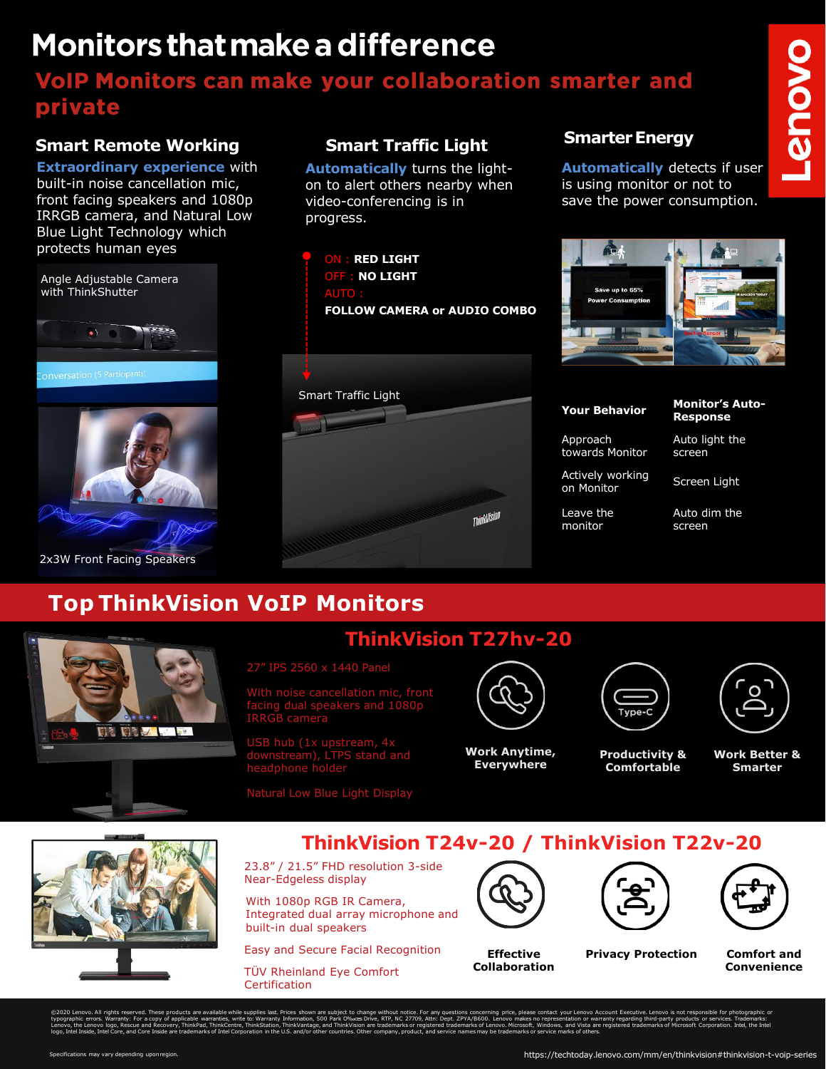# Monitors that make a difference

## VoIP Monitors can make your collaboration smarter and private

### Smart Remote Working

**Extraordinary experience** with built-in noise cancellation mic, front facing speakers and 1080p IRRGB camera, and Natural Low Blue Light Technology which protects human eyes

Angle Adjustable Camera with ThinkShutter

Conversation (5 Participants)

2x3W Front Facing Speakers

### Smart Traffic Light

**Automatically** turns the light-on to alert others nearby when video-conferencing is in progress.

ON : **RED LIGHT**

OFF : **NO LIGHT**

AUTO :

**FOLLOW CAMERA or AUDIO COMBO**

Smart Traffic Light

### Smarter Energy

**Automatically** detects if user is using monitor or not to save the power consumption.

Save up to 65% Power Consumption

| Your Behavior | Monitor's Auto-Response |
| --- | --- |
| Approach towards Monitor | Auto light the screen |
| Actively working on Monitor | Screen Light |
| Leave the monitor | Auto dim the screen |

## Top ThinkVision VoIP Monitors

### ThinkVision T27hv-20

27" IPS 2560 x 1440 Panel

With noise cancellation mic, front facing dual speakers and 1080p IRRGB camera

USB hub (1x upstream, 4x downstream), LTPS stand and headphone holder

Natural Low Blue Light Display

**Work Anytime, Everywhere**

**Productivity & Comfortable**

**Work Better & Smarter**

### ThinkVision T24v-20 / ThinkVision T22v-20

23.8" / 21.5" FHD resolution 3-side Near-Edgeless display

With 1080p RGB IR Camera, Integrated dual array microphone and built-in dual speakers

Easy and Secure Facial Recognition

TÜV Rheinland Eye Comfort Certification

**Effective Collaboration**

**Privacy Protection**

**Comfort and Convenience**

©2020 Lenovo. All rights reserved. These products are available while supplies last. Prices shown are subject to change without notice. For any questions concerning price, please contact your Lenovo Account Executive. Lenovo is not responsible for photographic or typographic errors. Warranty: For a copy of applicable warranties, write to: Warranty Information, 500 Park Offices Drive, RTP, NC 27709, Attn: Dept. ZPYA/B600. Lenovo makes no representation or warranty regarding third-party products or services. Trademarks: Lenovo, the Lenovo logo, Rescue and Recovery, ThinkPad, ThinkCentre, ThinkStation, ThinkVantage, and ThinkVision are trademarks or registered trademarks of Lenovo. Microsoft, Windows, and Vista are registered trademarks of Microsoft Corporation. Intel, the Intel logo, Intel Inside, Intel Core, and Core Inside are trademarks of Intel Corporation in the U.S. and/or other countries. Other company, product, and service names may be trademarks or service marks of others.

Specifications may vary depending upon region.

https://techtoday.lenovo.com/mm/en/thinkvision#thinkvision-t-voip-series